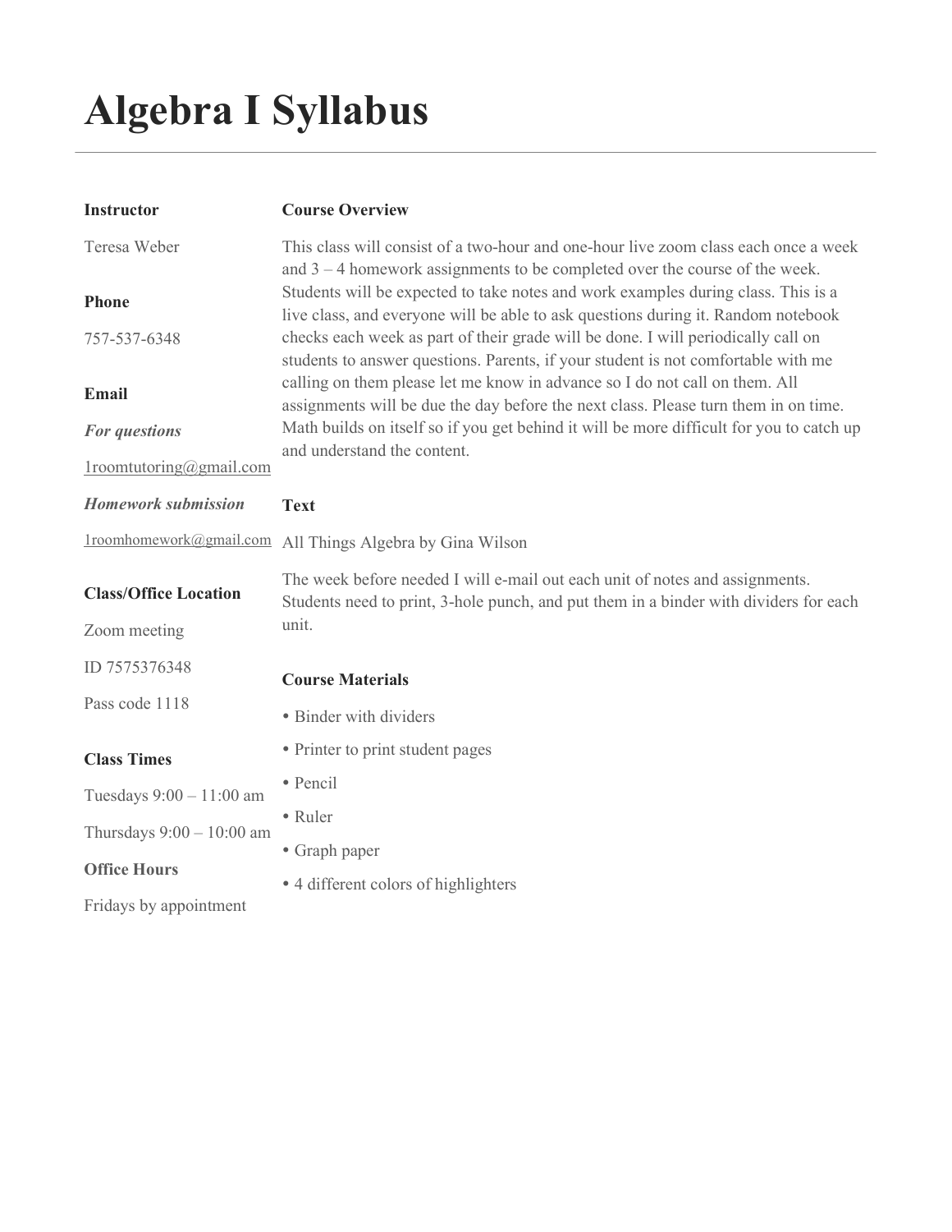# Algebra I Syllabus

### Instructor

Teresa Weber

### Phone

757-537-6348

### Email

***For questions***

1roomtutoring@gmail.com

***Homework submission***

1roomhomework@gmail.com

### Class/Office Location

Zoom meeting

ID 7575376348

Pass code 1118

### Class Times

Tuesdays 9:00 – 11:00 am

Thursdays 9:00 – 10:00 am

### Office Hours

Fridays by appointment

### Course Overview

This class will consist of a two-hour and one-hour live zoom class each once a week and 3 – 4 homework assignments to be completed over the course of the week. Students will be expected to take notes and work examples during class. This is a live class, and everyone will be able to ask questions during it. Random notebook checks each week as part of their grade will be done. I will periodically call on students to answer questions. Parents, if your student is not comfortable with me calling on them please let me know in advance so I do not call on them. All assignments will be due the day before the next class. Please turn them in on time. Math builds on itself so if you get behind it will be more difficult for you to catch up and understand the content.

### Text

All Things Algebra by Gina Wilson

The week before needed I will e-mail out each unit of notes and assignments. Students need to print, 3-hole punch, and put them in a binder with dividers for each unit.

### Course Materials

- Binder with dividers
- Printer to print student pages
- Pencil
- Ruler
- Graph paper
- 4 different colors of highlighters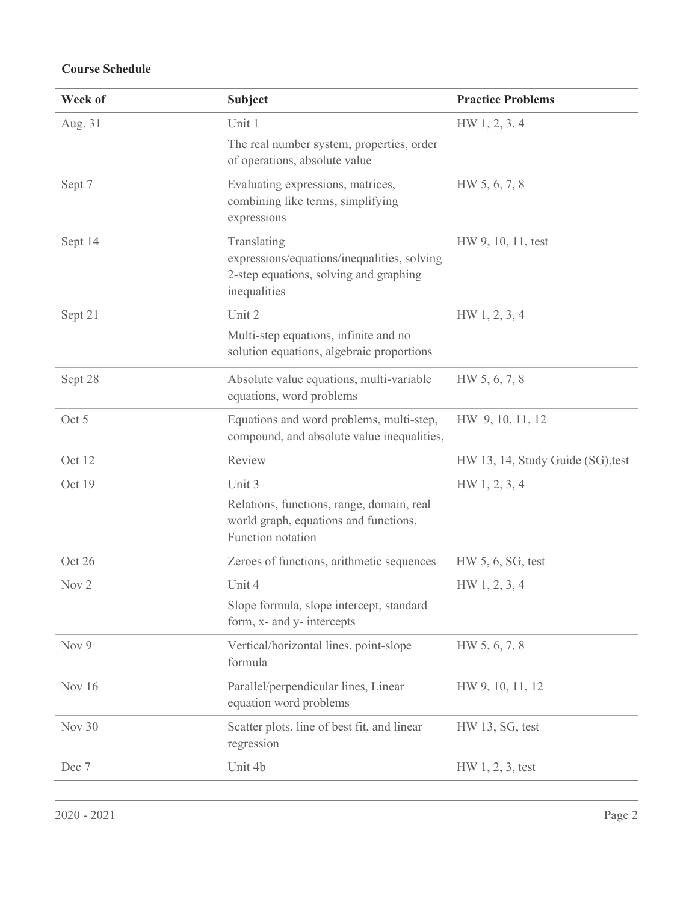**Course Schedule**

| Week of | Subject | Practice Problems |
|---|---|---|
| Aug. 31 | Unit 1<br>The real number system, properties, order of operations, absolute value | HW 1, 2, 3, 4 |
| Sept 7 | Evaluating expressions, matrices, combining like terms, simplifying expressions | HW 5, 6, 7, 8 |
| Sept 14 | Translating expressions/equations/inequalities, solving 2-step equations, solving and graphing inequalities | HW 9, 10, 11, test |
| Sept 21 | Unit 2<br>Multi-step equations, infinite and no solution equations, algebraic proportions | HW 1, 2, 3, 4 |
| Sept 28 | Absolute value equations, multi-variable equations, word problems | HW 5, 6, 7, 8 |
| Oct 5 | Equations and word problems, multi-step, compound, and absolute value inequalities, | HW 9, 10, 11, 12 |
| Oct 12 | Review | HW 13, 14, Study Guide (SG),test |
| Oct 19 | Unit 3<br>Relations, functions, range, domain, real world graph, equations and functions, Function notation | HW 1, 2, 3, 4 |
| Oct 26 | Zeroes of functions, arithmetic sequences | HW 5, 6, SG, test |
| Nov 2 | Unit 4<br>Slope formula, slope intercept, standard form, x- and y- intercepts | HW 1, 2, 3, 4 |
| Nov 9 | Vertical/horizontal lines, point-slope formula | HW 5, 6, 7, 8 |
| Nov 16 | Parallel/perpendicular lines, Linear equation word problems | HW 9, 10, 11, 12 |
| Nov 30 | Scatter plots, line of best fit, and linear regression | HW 13, SG, test |
| Dec 7 | Unit 4b | HW 1, 2, 3, test |

2020 - 2021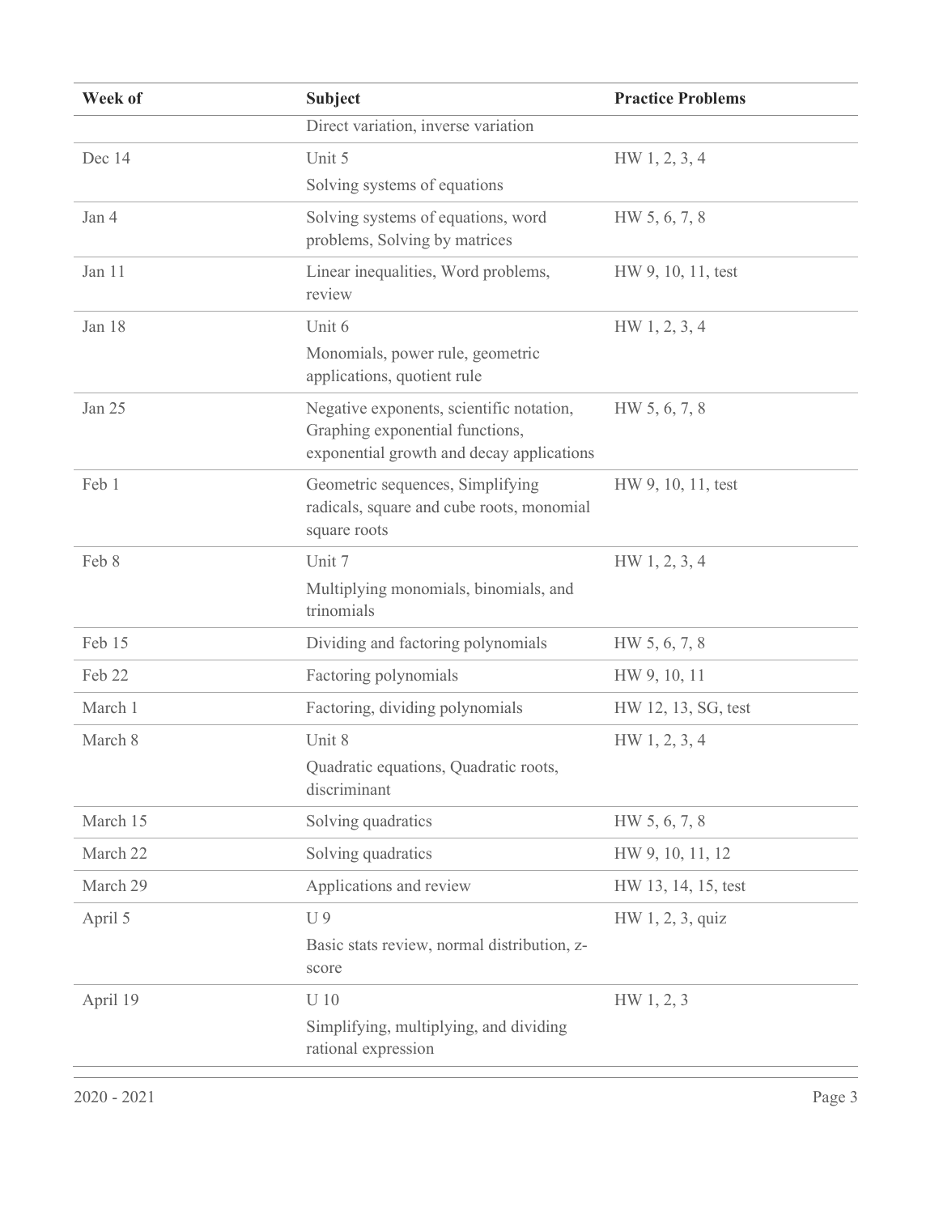| Week of | Subject | Practice Problems |
|---|---|---|
| | Direct variation, inverse variation | |
| Dec 14 | Unit 5<br>Solving systems of equations | HW 1, 2, 3, 4 |
| Jan 4 | Solving systems of equations, word problems, Solving by matrices | HW 5, 6, 7, 8 |
| Jan 11 | Linear inequalities, Word problems, review | HW 9, 10, 11, test |
| Jan 18 | Unit 6<br>Monomials, power rule, geometric applications, quotient rule | HW 1, 2, 3, 4 |
| Jan 25 | Negative exponents, scientific notation, Graphing exponential functions, exponential growth and decay applications | HW 5, 6, 7, 8 |
| Feb 1 | Geometric sequences, Simplifying radicals, square and cube roots, monomial square roots | HW 9, 10, 11, test |
| Feb 8 | Unit 7<br>Multiplying monomials, binomials, and trinomials | HW 1, 2, 3, 4 |
| Feb 15 | Dividing and factoring polynomials | HW 5, 6, 7, 8 |
| Feb 22 | Factoring polynomials | HW 9, 10, 11 |
| March 1 | Factoring, dividing polynomials | HW 12, 13, SG, test |
| March 8 | Unit 8<br>Quadratic equations, Quadratic roots, discriminant | HW 1, 2, 3, 4 |
| March 15 | Solving quadratics | HW 5, 6, 7, 8 |
| March 22 | Solving quadratics | HW 9, 10, 11, 12 |
| March 29 | Applications and review | HW 13, 14, 15, test |
| April 5 | U 9<br>Basic stats review, normal distribution, z-score | HW 1, 2, 3, quiz |
| April 19 | U 10<br>Simplifying, multiplying, and dividing rational expression | HW 1, 2, 3 |

2020 - 2021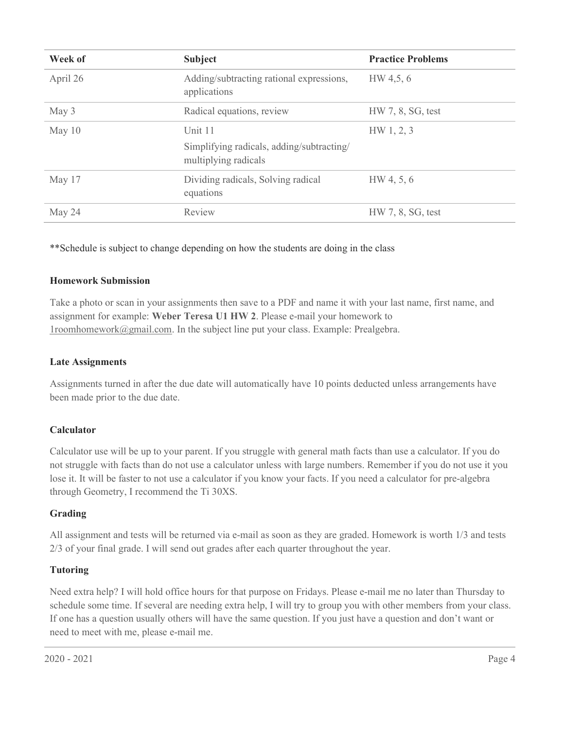| Week of | Subject | Practice Problems |
|---|---|---|
| April 26 | Adding/subtracting rational expressions, applications | HW 4,5, 6 |
| May 3 | Radical equations, review | HW 7, 8, SG, test |
| May 10 | Unit 11<br>Simplifying radicals, adding/subtracting/ multiplying radicals | HW 1, 2, 3 |
| May 17 | Dividing radicals, Solving radical equations | HW 4, 5, 6 |
| May 24 | Review | HW 7, 8, SG, test |

**Schedule is subject to change depending on how the students are doing in the class

### Homework Submission

Take a photo or scan in your assignments then save to a PDF and name it with your last name, first name, and assignment for example: **Weber Teresa U1 HW 2**. Please e-mail your homework to 1roomhomework@gmail.com. In the subject line put your class. Example: Prealgebra.

### Late Assignments

Assignments turned in after the due date will automatically have 10 points deducted unless arrangements have been made prior to the due date.

### Calculator

Calculator use will be up to your parent. If you struggle with general math facts than use a calculator. If you do not struggle with facts than do not use a calculator unless with large numbers. Remember if you do not use it you lose it. It will be faster to not use a calculator if you know your facts. If you need a calculator for pre-algebra through Geometry, I recommend the Ti 30XS.

### Grading

All assignment and tests will be returned via e-mail as soon as they are graded. Homework is worth 1/3 and tests 2/3 of your final grade. I will send out grades after each quarter throughout the year.

### Tutoring

Need extra help? I will hold office hours for that purpose on Fridays. Please e-mail me no later than Thursday to schedule some time. If several are needing extra help, I will try to group you with other members from your class. If one has a question usually others will have the same question. If you just have a question and don't want or need to meet with me, please e-mail me.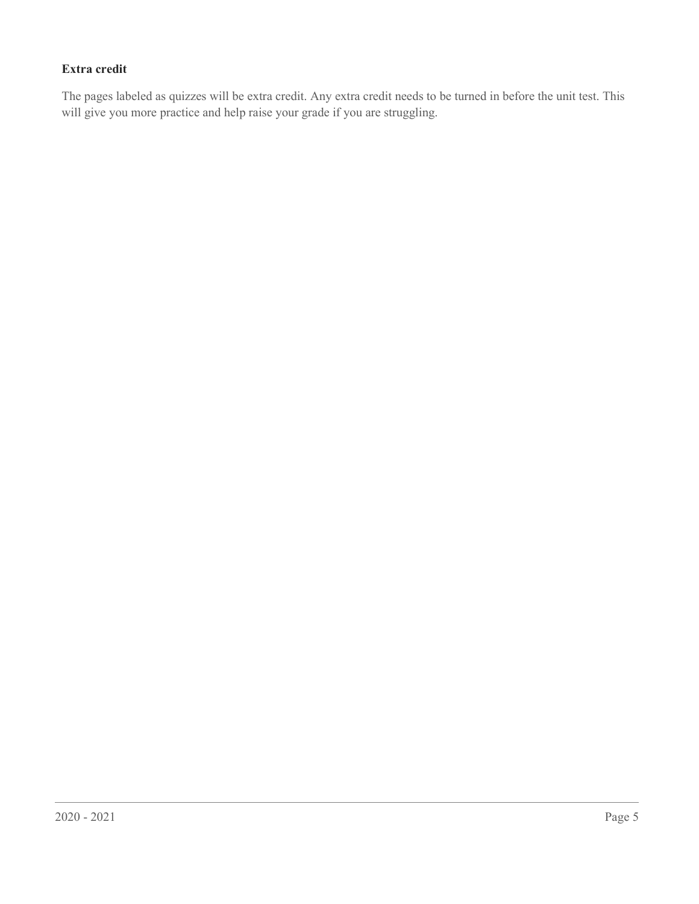**Extra credit**

The pages labeled as quizzes will be extra credit. Any extra credit needs to be turned in before the unit test. This will give you more practice and help raise your grade if you are struggling.